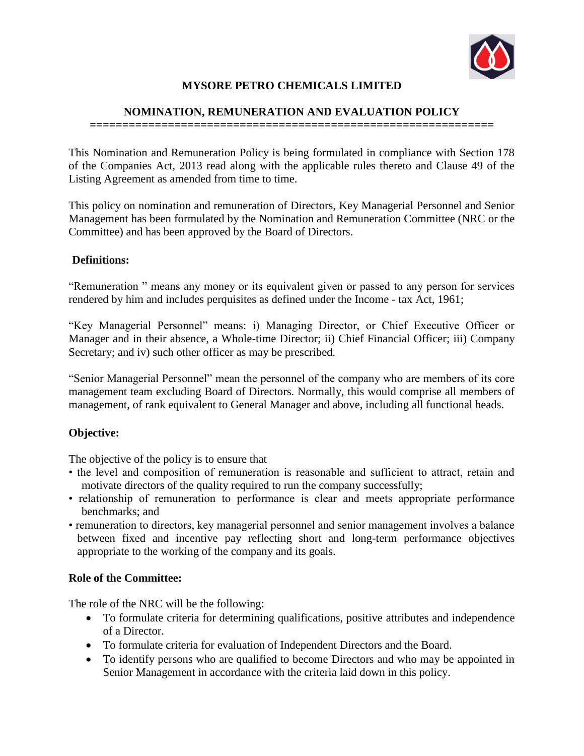# MYSORE PETRO CHEMICALS LIMITED

## NOMINATION, REMUNERATION AND EVALUATION POLICY

This Nomination and Remuneration Policy is being formulated in compliance with Section 178 of the Companies Act, 2013 read along with the applicable rules thereto and Clause 49 of the Listing Agreement as amended from time to time.

This policy on nomination and remuneration of Directors, Key Managerial Personnel and Senior Management has been formulated by the Nomination and Remuneration Committee (NRC or the Committee) and has been approved by the Board of Directors.

**Definitions:**

"Remuneration " means any money or its equivalent given or passed to any person for services rendered by him and includes perquisites as defined under the Income - tax Act, 1961;

"Key Managerial Personnel" means: i) Managing Director, or Chief Executive Officer or Manager and in their absence, a Whole-time Director; ii) Chief Financial Officer; iii) Company Secretary; and iv) such other officer as may be prescribed.

"Senior Managerial Personnel" mean the personnel of the company who are members of its core management team excluding Board of Directors. Normally, this would comprise all members of management, of rank equivalent to General Manager and above, including all functional heads.

**Objective:**

The objective of the policy is to ensure that

- the level and composition of remuneration is reasonable and sufficient to attract, retain and motivate directors of the quality required to run the company successfully;
- relationship of remuneration to performance is clear and meets appropriate performance benchmarks; and
- remuneration to directors, key managerial personnel and senior management involves a balance between fixed and incentive pay reflecting short and long-term performance objectives appropriate to the working of the company and its goals.

**Role of the Committee:**

The role of the NRC will be the following:

- To formulate criteria for determining qualifications, positive attributes and independence of a Director.
- To formulate criteria for evaluation of Independent Directors and the Board.
- To identify persons who are qualified to become Directors and who may be appointed in Senior Management in accordance with the criteria laid down in this policy.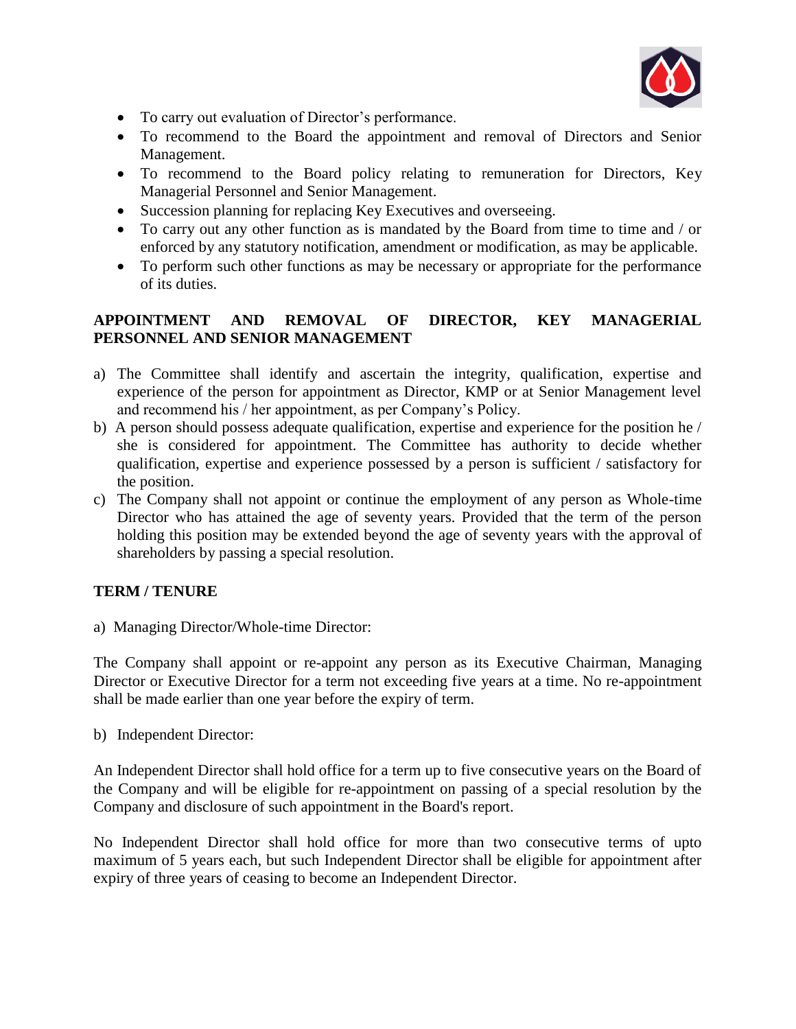- To carry out evaluation of Director's performance.
- To recommend to the Board the appointment and removal of Directors and Senior Management.
- To recommend to the Board policy relating to remuneration for Directors, Key Managerial Personnel and Senior Management.
- Succession planning for replacing Key Executives and overseeing.
- To carry out any other function as is mandated by the Board from time to time and / or enforced by any statutory notification, amendment or modification, as may be applicable.
- To perform such other functions as may be necessary or appropriate for the performance of its duties.

## APPOINTMENT AND REMOVAL OF DIRECTOR, KEY MANAGERIAL PERSONNEL AND SENIOR MANAGEMENT

a) The Committee shall identify and ascertain the integrity, qualification, expertise and experience of the person for appointment as Director, KMP or at Senior Management level and recommend his / her appointment, as per Company's Policy.

b) A person should possess adequate qualification, expertise and experience for the position he / she is considered for appointment. The Committee has authority to decide whether qualification, expertise and experience possessed by a person is sufficient / satisfactory for the position.

c) The Company shall not appoint or continue the employment of any person as Whole-time Director who has attained the age of seventy years. Provided that the term of the person holding this position may be extended beyond the age of seventy years with the approval of shareholders by passing a special resolution.

## TERM / TENURE

a) Managing Director/Whole-time Director:

The Company shall appoint or re-appoint any person as its Executive Chairman, Managing Director or Executive Director for a term not exceeding five years at a time. No re-appointment shall be made earlier than one year before the expiry of term.

b) Independent Director:

An Independent Director shall hold office for a term up to five consecutive years on the Board of the Company and will be eligible for re-appointment on passing of a special resolution by the Company and disclosure of such appointment in the Board's report.

No Independent Director shall hold office for more than two consecutive terms of upto maximum of 5 years each, but such Independent Director shall be eligible for appointment after expiry of three years of ceasing to become an Independent Director.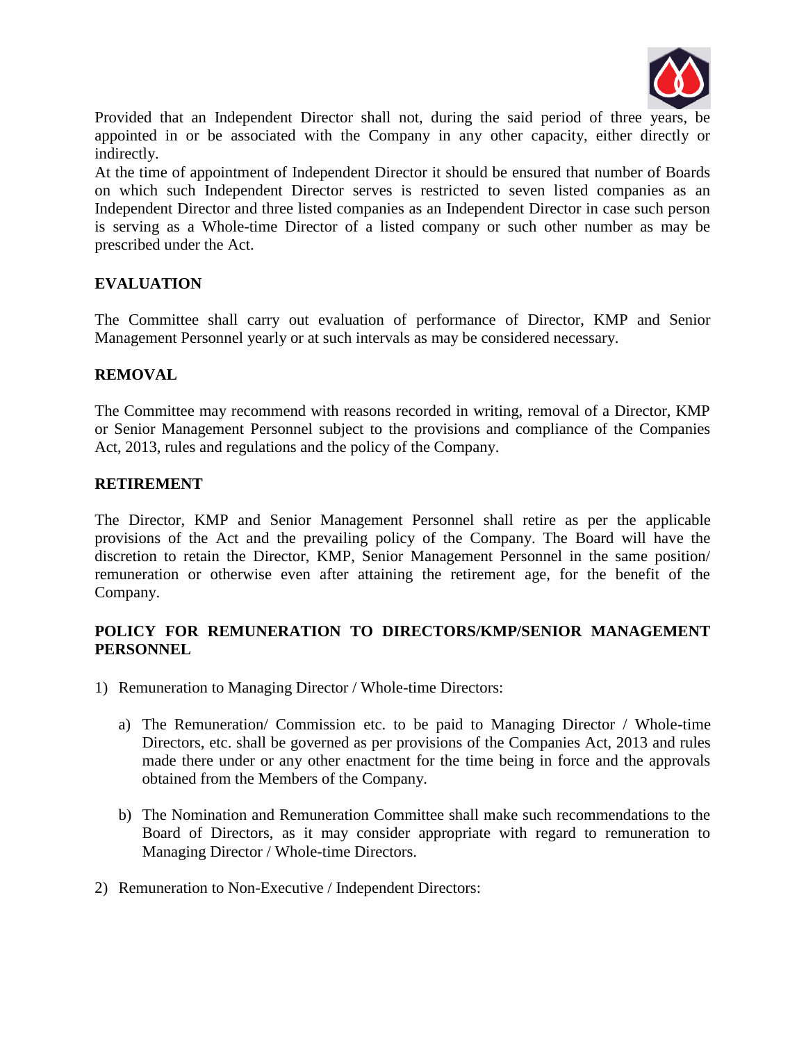Provided that an Independent Director shall not, during the said period of three years, be appointed in or be associated with the Company in any other capacity, either directly or indirectly.

At the time of appointment of Independent Director it should be ensured that number of Boards on which such Independent Director serves is restricted to seven listed companies as an Independent Director and three listed companies as an Independent Director in case such person is serving as a Whole-time Director of a listed company or such other number as may be prescribed under the Act.

## EVALUATION

The Committee shall carry out evaluation of performance of Director, KMP and Senior Management Personnel yearly or at such intervals as may be considered necessary.

## REMOVAL

The Committee may recommend with reasons recorded in writing, removal of a Director, KMP or Senior Management Personnel subject to the provisions and compliance of the Companies Act, 2013, rules and regulations and the policy of the Company.

## RETIREMENT

The Director, KMP and Senior Management Personnel shall retire as per the applicable provisions of the Act and the prevailing policy of the Company. The Board will have the discretion to retain the Director, KMP, Senior Management Personnel in the same position/ remuneration or otherwise even after attaining the retirement age, for the benefit of the Company.

## POLICY FOR REMUNERATION TO DIRECTORS/KMP/SENIOR MANAGEMENT PERSONNEL

1) Remuneration to Managing Director / Whole-time Directors:

    a) The Remuneration/ Commission etc. to be paid to Managing Director / Whole-time Directors, etc. shall be governed as per provisions of the Companies Act, 2013 and rules made there under or any other enactment for the time being in force and the approvals obtained from the Members of the Company.

    b) The Nomination and Remuneration Committee shall make such recommendations to the Board of Directors, as it may consider appropriate with regard to remuneration to Managing Director / Whole-time Directors.

2) Remuneration to Non-Executive / Independent Directors: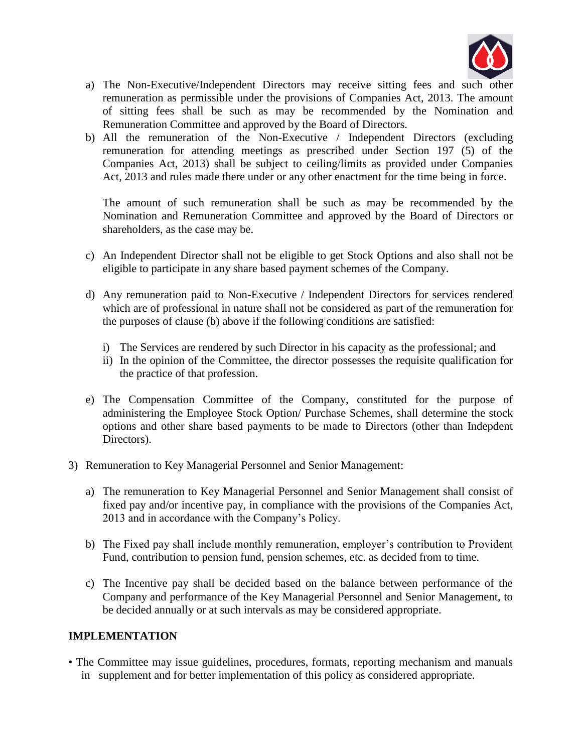a) The Non-Executive/Independent Directors may receive sitting fees and such other remuneration as permissible under the provisions of Companies Act, 2013. The amount of sitting fees shall be such as may be recommended by the Nomination and Remuneration Committee and approved by the Board of Directors.

b) All the remuneration of the Non-Executive / Independent Directors (excluding remuneration for attending meetings as prescribed under Section 197 (5) of the Companies Act, 2013) shall be subject to ceiling/limits as provided under Companies Act, 2013 and rules made there under or any other enactment for the time being in force.

   The amount of such remuneration shall be such as may be recommended by the Nomination and Remuneration Committee and approved by the Board of Directors or shareholders, as the case may be.

c) An Independent Director shall not be eligible to get Stock Options and also shall not be eligible to participate in any share based payment schemes of the Company.

d) Any remuneration paid to Non-Executive / Independent Directors for services rendered which are of professional in nature shall not be considered as part of the remuneration for the purposes of clause (b) above if the following conditions are satisfied:

   i) The Services are rendered by such Director in his capacity as the professional; and
   ii) In the opinion of the Committee, the director possesses the requisite qualification for the practice of that profession.

e) The Compensation Committee of the Company, constituted for the purpose of administering the Employee Stock Option/ Purchase Schemes, shall determine the stock options and other share based payments to be made to Directors (other than Indepdent Directors).

3) Remuneration to Key Managerial Personnel and Senior Management:

   a) The remuneration to Key Managerial Personnel and Senior Management shall consist of fixed pay and/or incentive pay, in compliance with the provisions of the Companies Act, 2013 and in accordance with the Company's Policy.

   b) The Fixed pay shall include monthly remuneration, employer's contribution to Provident Fund, contribution to pension fund, pension schemes, etc. as decided from to time.

   c) The Incentive pay shall be decided based on the balance between performance of the Company and performance of the Key Managerial Personnel and Senior Management, to be decided annually or at such intervals as may be considered appropriate.

**IMPLEMENTATION**

- The Committee may issue guidelines, procedures, formats, reporting mechanism and manuals in supplement and for better implementation of this policy as considered appropriate.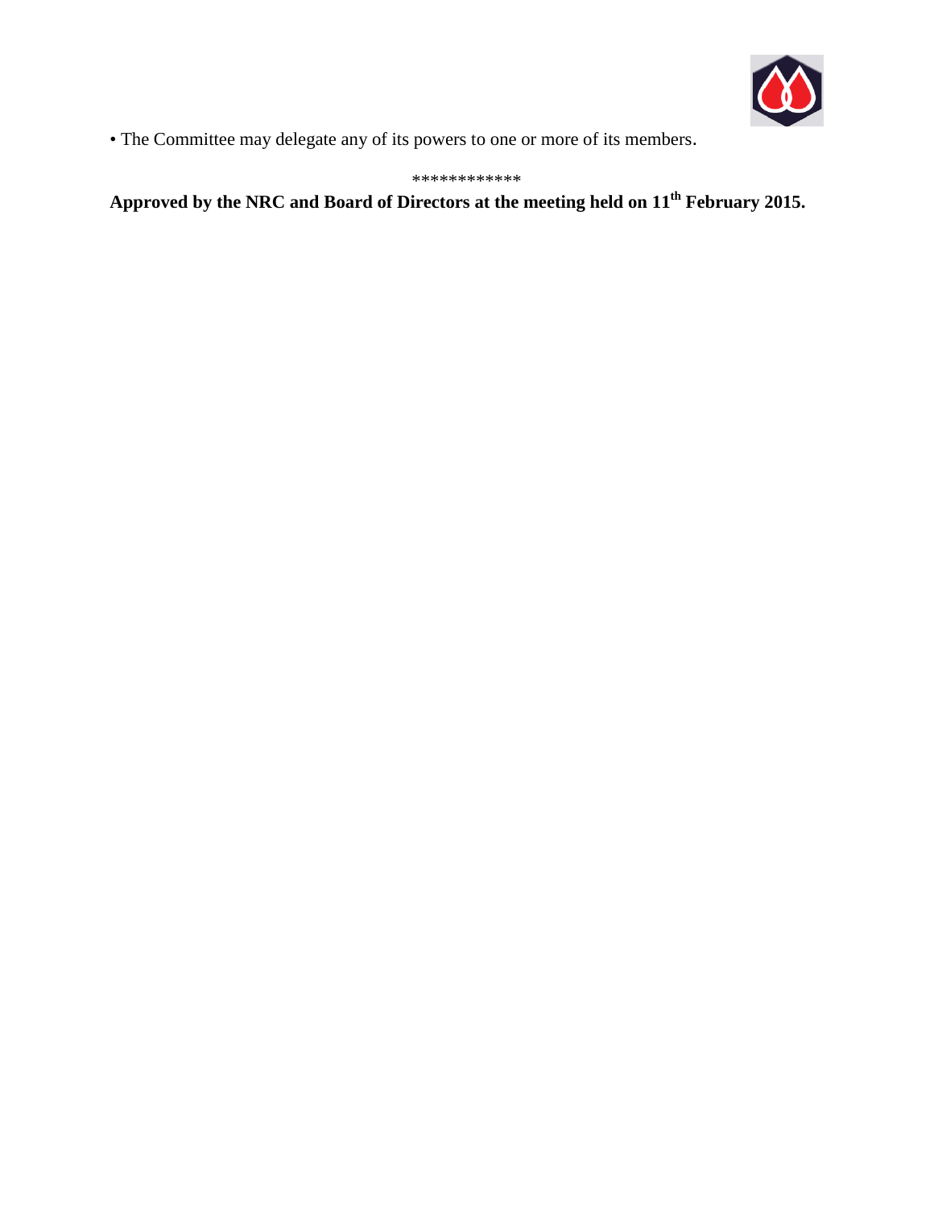- The Committee may delegate any of its powers to one or more of its members.

************

**Approved by the NRC and Board of Directors at the meeting held on 11th February 2015.**